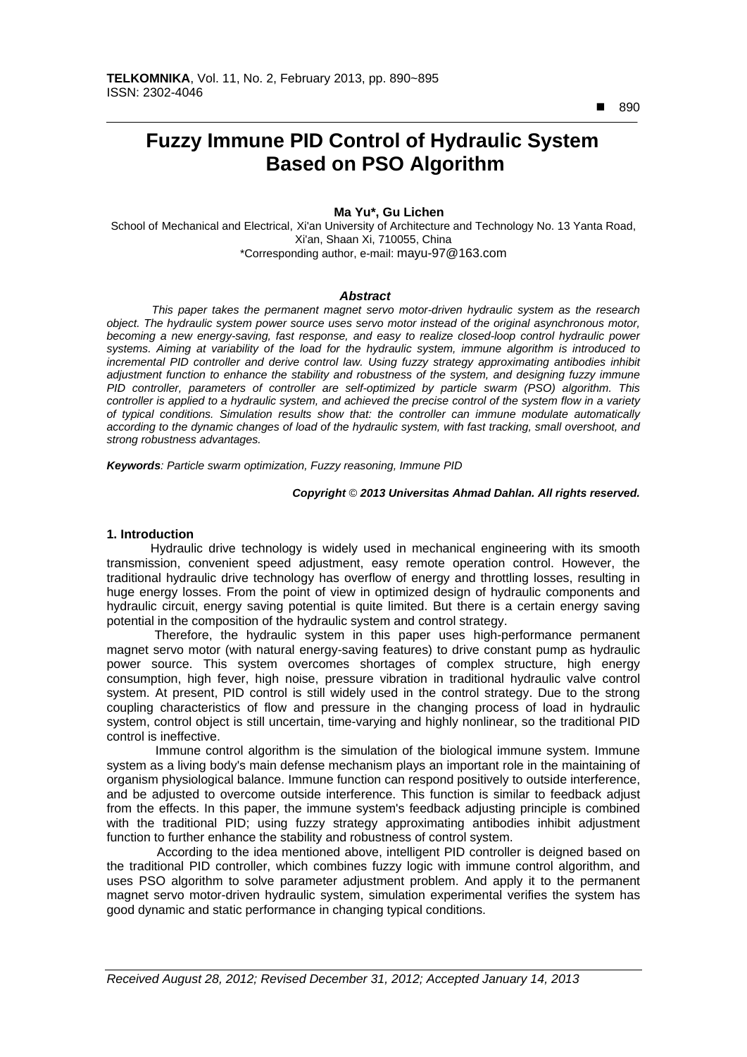# Fuzzy Immune PID Control of Hydraulic System Based on PSO Algorithm

**Ma Yu\*, Gu Lichen**

School of Mechanical and Electrical, Xi'an University of Architecture and Technology No. 13 Yanta Road, Xi'an, Shaan Xi, 710055, China
\*Corresponding author, e-mail: mayu-97@163.com

### *Abstract*

*This paper takes the permanent magnet servo motor-driven hydraulic system as the research object. The hydraulic system power source uses servo motor instead of the original asynchronous motor, becoming a new energy-saving, fast response, and easy to realize closed-loop control hydraulic power systems. Aiming at variability of the load for the hydraulic system, immune algorithm is introduced to incremental PID controller and derive control law. Using fuzzy strategy approximating antibodies inhibit adjustment function to enhance the stability and robustness of the system, and designing fuzzy immune PID controller, parameters of controller are self-optimized by particle swarm (PSO) algorithm. This controller is applied to a hydraulic system, and achieved the precise control of the system flow in a variety of typical conditions. Simulation results show that: the controller can immune modulate automatically according to the dynamic changes of load of the hydraulic system, with fast tracking, small overshoot, and strong robustness advantages.*

***Keywords**: Particle swarm optimization, Fuzzy reasoning, Immune PID*

***Copyright © 2013 Universitas Ahmad Dahlan. All rights reserved.***

## 1. Introduction

Hydraulic drive technology is widely used in mechanical engineering with its smooth transmission, convenient speed adjustment, easy remote operation control. However, the traditional hydraulic drive technology has overflow of energy and throttling losses, resulting in huge energy losses. From the point of view in optimized design of hydraulic components and hydraulic circuit, energy saving potential is quite limited. But there is a certain energy saving potential in the composition of the hydraulic system and control strategy.

Therefore, the hydraulic system in this paper uses high-performance permanent magnet servo motor (with natural energy-saving features) to drive constant pump as hydraulic power source. This system overcomes shortages of complex structure, high energy consumption, high fever, high noise, pressure vibration in traditional hydraulic valve control system. At present, PID control is still widely used in the control strategy. Due to the strong coupling characteristics of flow and pressure in the changing process of load in hydraulic system, control object is still uncertain, time-varying and highly nonlinear, so the traditional PID control is ineffective.

Immune control algorithm is the simulation of the biological immune system. Immune system as a living body's main defense mechanism plays an important role in the maintaining of organism physiological balance. Immune function can respond positively to outside interference, and be adjusted to overcome outside interference. This function is similar to feedback adjust from the effects. In this paper, the immune system's feedback adjusting principle is combined with the traditional PID; using fuzzy strategy approximating antibodies inhibit adjustment function to further enhance the stability and robustness of control system.

According to the idea mentioned above, intelligent PID controller is deigned based on the traditional PID controller, which combines fuzzy logic with immune control algorithm, and uses PSO algorithm to solve parameter adjustment problem. And apply it to the permanent magnet servo motor-driven hydraulic system, simulation experimental verifies the system has good dynamic and static performance in changing typical conditions.

*Received August 28, 2012; Revised December 31, 2012; Accepted January 14, 2013*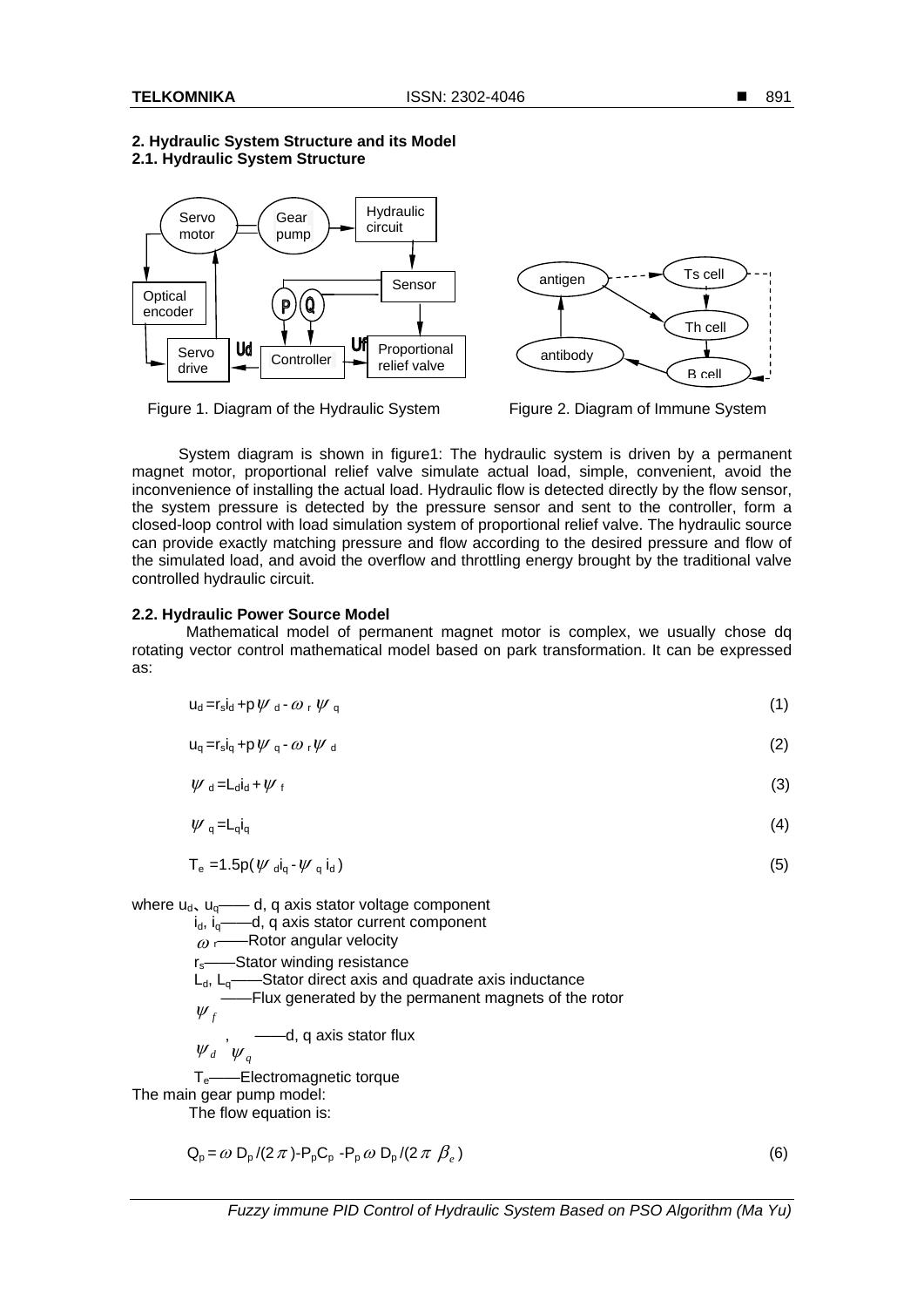## 2. Hydraulic System Structure and its Model

### 2.1. Hydraulic System Structure

Figure 1. Diagram of the Hydraulic System

Figure 2. Diagram of Immune System

System diagram is shown in figure1: The hydraulic system is driven by a permanent magnet motor, proportional relief valve simulate actual load, simple, convenient, avoid the inconvenience of installing the actual load. Hydraulic flow is detected directly by the flow sensor, the system pressure is detected by the pressure sensor and sent to the controller, form a closed-loop control with load simulation system of proportional relief valve. The hydraulic source can provide exactly matching pressure and flow according to the desired pressure and flow of the simulated load, and avoid the overflow and throttling energy brought by the traditional valve controlled hydraulic circuit.

### 2.2. Hydraulic Power Source Model

Mathematical model of permanent magnet motor is complex, we usually chose dq rotating vector control mathematical model based on park transformation. It can be expressed as:

$$u_d = r_s i_d + p\psi_d - \omega_r \psi_q \tag{1}$$

$$u_q = r_s i_q + p\psi_q - \omega_r \psi_d \tag{2}$$

$$\psi_d = L_d i_d + \psi_f \tag{3}$$

$$\psi_q = L_q i_q \tag{4}$$

$$T_e = 1.5p(\psi_d i_q - \psi_q i_d) \tag{5}$$

where $u_d$、$u_q$—— d, q axis stator voltage component

$i_d$, $i_q$——d, q axis stator current component

$\omega_r$——Rotor angular velocity

$r_s$——Stator winding resistance

$L_d$, $L_q$——Stator direct axis and quadrate axis inductance

$\psi_f$——Flux generated by the permanent magnets of the rotor

$\psi_d$, $\psi_q$——d, q axis stator flux

$T_e$——Electromagnetic torque

The main gear pump model:

The flow equation is:

$$Q_p = \omega D_p/(2\pi) - P_p C_p - P_p \omega D_p/(2\pi \beta_e) \tag{6}$$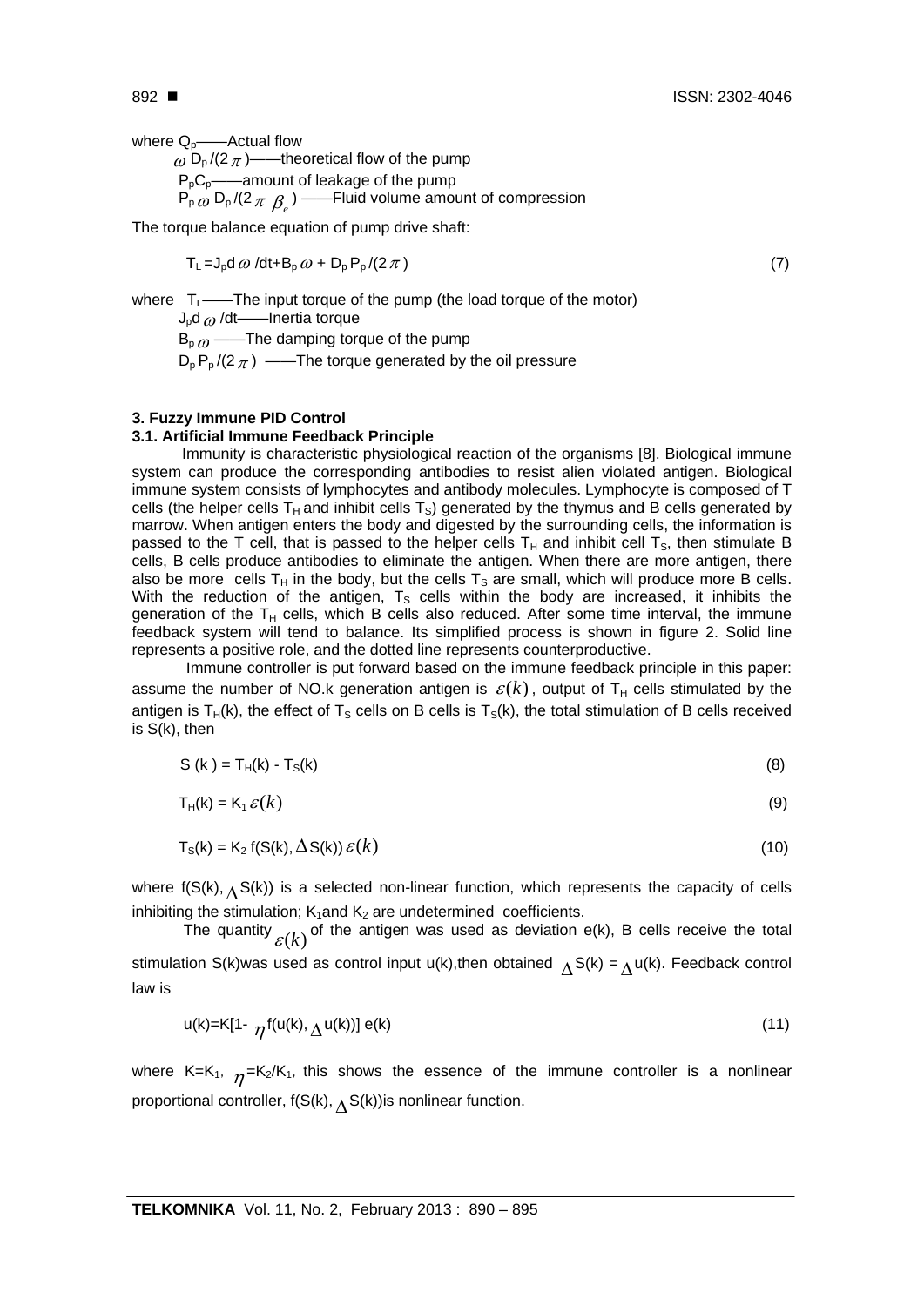where $Q_p$——Actual flow

$\omega D_p/(2\pi)$——theoretical flow of the pump

$P_pC_p$——amount of leakage of the pump

$P_p \omega D_p/(2\pi \beta_e)$ ——Fluid volume amount of compression

The torque balance equation of pump drive shaft:

$$T_L = J_p d\omega/dt + B_p \omega + D_p P_p/(2\pi) \tag{7}$$

where $T_L$——The input torque of the pump (the load torque of the motor)

$J_p d\omega/dt$——Inertia torque

$B_p \omega$ ——The damping torque of the pump

$D_p P_p/(2\pi)$ ——The torque generated by the oil pressure

### 3. Fuzzy Immune PID Control

#### 3.1. Artificial Immune Feedback Principle

Immunity is characteristic physiological reaction of the organisms [8]. Biological immune system can produce the corresponding antibodies to resist alien violated antigen. Biological immune system consists of lymphocytes and antibody molecules. Lymphocyte is composed of T cells (the helper cells $T_H$ and inhibit cells $T_S$) generated by the thymus and B cells generated by marrow. When antigen enters the body and digested by the surrounding cells, the information is passed to the T cell, that is passed to the helper cells $T_H$ and inhibit cell $T_S$, then stimulate B cells, B cells produce antibodies to eliminate the antigen. When there are more antigen, there also be more cells $T_H$ in the body, but the cells $T_S$ are small, which will produce more B cells. With the reduction of the antigen, $T_S$ cells within the body are increased, it inhibits the generation of the $T_H$ cells, which B cells also reduced. After some time interval, the immune feedback system will tend to balance. Its simplified process is shown in figure 2. Solid line represents a positive role, and the dotted line represents counterproductive.

Immune controller is put forward based on the immune feedback principle in this paper: assume the number of NO.k generation antigen is $\varepsilon(k)$, output of $T_H$ cells stimulated by the antigen is $T_H(k)$, the effect of $T_S$ cells on B cells is $T_S(k)$, the total stimulation of B cells received is $S(k)$, then

$$S(k) = T_H(k) - T_S(k) \tag{8}$$

$$T_H(k) = K_1 \varepsilon(k) \tag{9}$$

$$T_S(k) = K_2 f(S(k), \Delta S(k)) \varepsilon(k) \tag{10}$$

where $f(S(k), \Delta S(k))$ is a selected non-linear function, which represents the capacity of cells inhibiting the stimulation; $K_1$and $K_2$ are undetermined coefficients.

The quantity $\varepsilon(k)$ of the antigen was used as deviation $e(k)$, B cells receive the total stimulation $S(k)$was used as control input $u(k)$,then obtained $\Delta S(k) = \Delta u(k)$. Feedback control law is

$$u(k)=K[1-\eta f(u(k), \Delta u(k))]\, e(k) \tag{11}$$

where $K=K_1$, $\eta=K_2/K_1$, this shows the essence of the immune controller is a nonlinear proportional controller, $f(S(k), \Delta S(k))$is nonlinear function.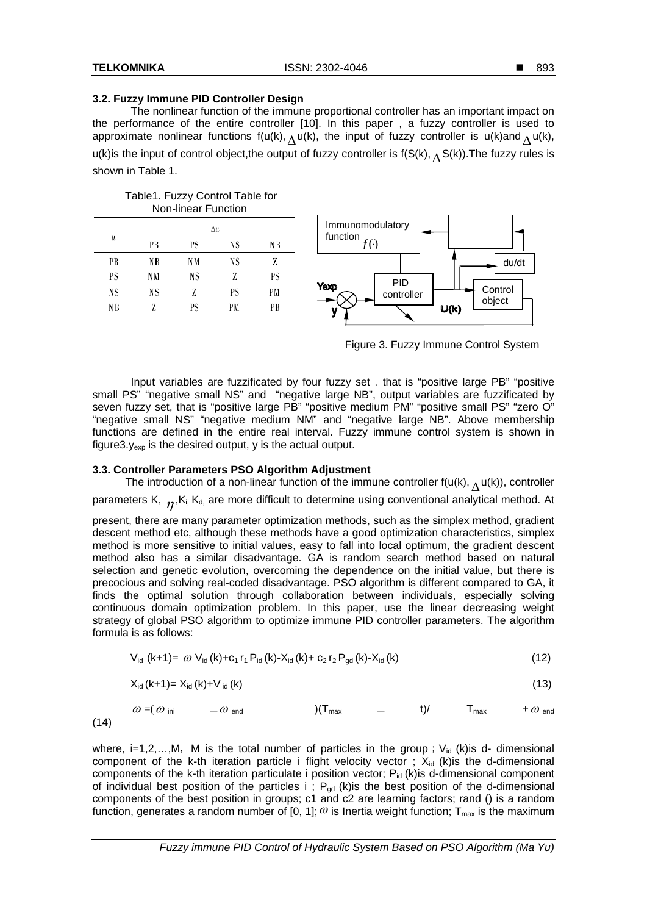### 3.2. Fuzzy Immune PID Controller Design

The nonlinear function of the immune proportional controller has an important impact on the performance of the entire controller [10]. In this paper , a fuzzy controller is used to approximate nonlinear functions f(u(k), $\Delta$u(k), the input of fuzzy controller is u(k)and $\Delta$u(k), u(k)is the input of control object,the output of fuzzy controller is f(S(k), $\Delta$S(k)).The fuzzy rules is shown in Table 1.

Table1. Fuzzy Control Table for Non-linear Function

| $u$ | $\Delta u$ | | | |
|---|---|---|---|---|
| | PB | PS | NS | NB |
| PB | NB | NM | NS | Z |
| PS | NM | NS | Z | PS |
| NS | NS | Z | PS | PM |
| NB | Z | PS | PM | PB |

Figure 3. Fuzzy Immune Control System

Input variables are fuzzificated by four fuzzy set，that is "positive large PB" "positive small PS" "negative small NS" and "negative large NB", output variables are fuzzificated by seven fuzzy set, that is "positive large PB" "positive medium PM" "positive small PS" "zero O" "negative small NS" "negative medium NM" and "negative large NB". Above membership functions are defined in the entire real interval. Fuzzy immune control system is shown in figure3.$y_{exp}$ is the desired output, y is the actual output.

### 3.3. Controller Parameters PSO Algorithm Adjustment

The introduction of a non-linear function of the immune controller f(u(k), $\Delta$u(k)), controller parameters K, $\eta$,$K_i$, $K_d$, are more difficult to determine using conventional analytical method. At present, there are many parameter optimization methods, such as the simplex method, gradient descent method etc, although these methods have a good optimization characteristics, simplex method is more sensitive to initial values, easy to fall into local optimum, the gradient descent method also has a similar disadvantage. GA is random search method based on natural selection and genetic evolution, overcoming the dependence on the initial value, but there is precocious and solving real-coded disadvantage. PSO algorithm is different compared to GA, it finds the optimal solution through collaboration between individuals, especially solving continuous domain optimization problem. In this paper, use the linear decreasing weight strategy of global PSO algorithm to optimize immune PID controller parameters. The algorithm formula is as follows:

$$V_{id}(k+1)= \omega V_{id}(k)+c_1 r_1 P_{id}(k)-X_{id}(k)+ c_2 r_2 P_{gd}(k)-X_{id}(k) \quad (12)$$

$$X_{id}(k+1)= X_{id}(k)+V_{id}(k) \quad (13)$$

$$\omega =(\omega_{ini} - \omega_{end})(T_{max} - t)/T_{max} + \omega_{end} \quad (14)$$

where, i=1,2,…,M, M is the total number of particles in the group ; $V_{id}$ (k)is d- dimensional component of the k-th iteration particle i flight velocity vector ; $X_{id}$ (k)is the d-dimensional components of the k-th iteration particulate i position vector; $P_{id}$ (k)is d-dimensional component of individual best position of the particles i ; $P_{gd}$ (k)is the best position of the d-dimensional components of the best position in groups; c1 and c2 are learning factors; rand () is a random function, generates a random number of [0, 1]; $\omega$ is Inertia weight function; $T_{max}$ is the maximum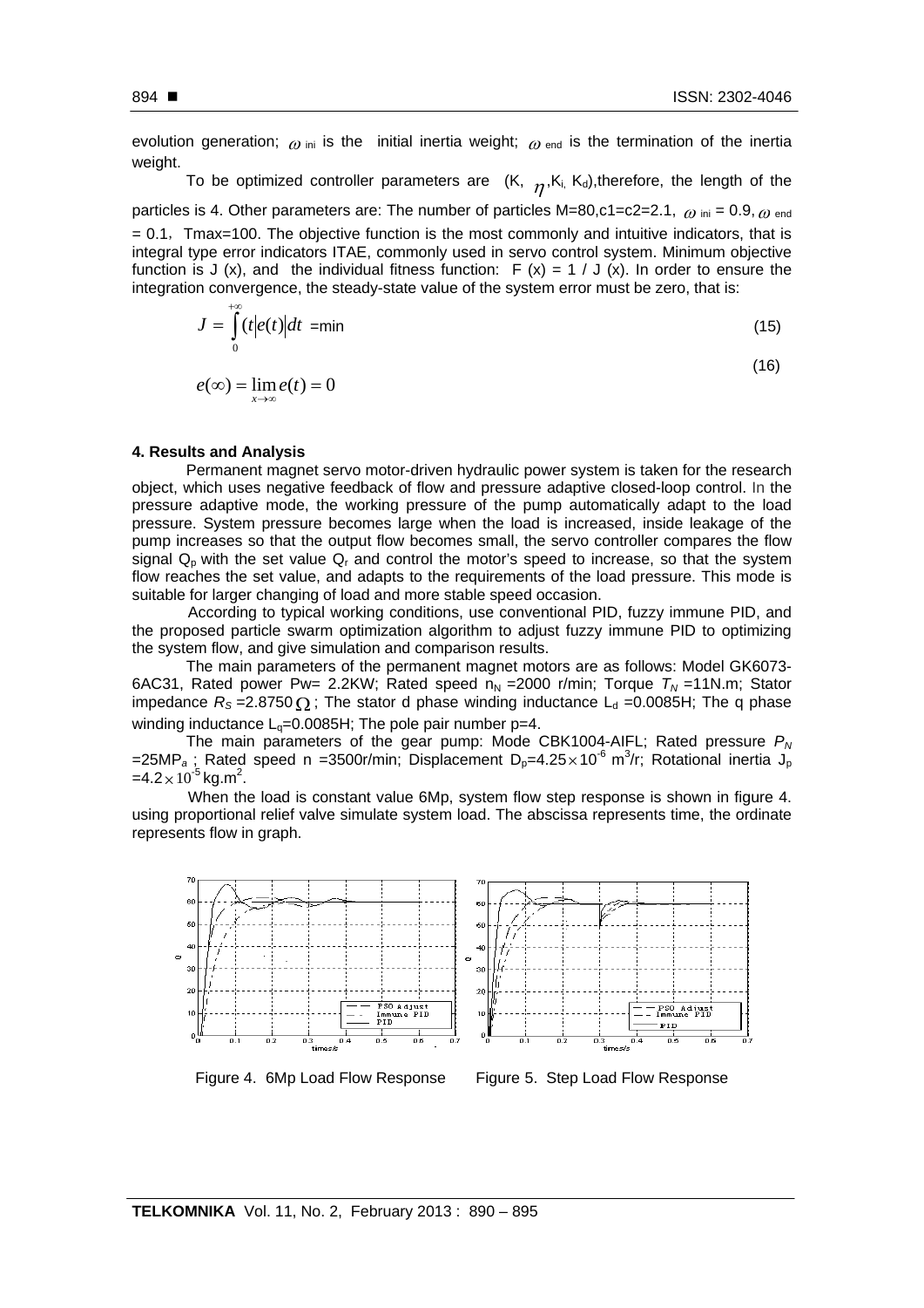evolution generation; $\omega_{ini}$ is the initial inertia weight; $\omega_{end}$ is the termination of the inertia weight.

To be optimized controller parameters are (K, $\eta$,$K_i$, $K_d$),therefore, the length of the particles is 4. Other parameters are: The number of particles M=80,c1=c2=2.1, $\omega_{ini}$ = 0.9, $\omega_{end}$ = 0.1, Tmax=100. The objective function is the most commonly and intuitive indicators, that is integral type error indicators ITAE, commonly used in servo control system. Minimum objective function is J (x), and the individual fitness function: F (x) = 1 / J (x). In order to ensure the integration convergence, the steady-state value of the system error must be zero, that is:

$$J = \int_{0}^{+\infty} (t|e(t)|dt = \min \tag{15}$$

$$e(\infty) = \lim_{x \to \infty} e(t) = 0 \tag{16}$$

**4. Results and Analysis**

Permanent magnet servo motor-driven hydraulic power system is taken for the research object, which uses negative feedback of flow and pressure adaptive closed-loop control. In the pressure adaptive mode, the working pressure of the pump automatically adapt to the load pressure. System pressure becomes large when the load is increased, inside leakage of the pump increases so that the output flow becomes small, the servo controller compares the flow signal $Q_p$ with the set value $Q_r$ and control the motor's speed to increase, so that the system flow reaches the set value, and adapts to the requirements of the load pressure. This mode is suitable for larger changing of load and more stable speed occasion.

According to typical working conditions, use conventional PID, fuzzy immune PID, and the proposed particle swarm optimization algorithm to adjust fuzzy immune PID to optimizing the system flow, and give simulation and comparison results.

The main parameters of the permanent magnet motors are as follows: Model GK6073-6AC31, Rated power Pw= 2.2KW; Rated speed $n_N$ =2000 r/min; Torque $T_N$ =11N.m; Stator impedance $R_S$ =2.8750 $\Omega$ ; The stator d phase winding inductance $L_d$ =0.0085H; The q phase winding inductance $L_q$=0.0085H; The pole pair number p=4.

The main parameters of the gear pump: Mode CBK1004-AIFL; Rated pressure $P_N$ =25MP$_a$ ; Rated speed n =3500r/min; Displacement $D_p$=4.25$\times$10$^{-6}$ m$^3$/r; Rotational inertia $J_p$ =4.2$\times$10$^{-5}$ kg.m$^2$.

When the load is constant value 6Mp, system flow step response is shown in figure 4. using proportional relief valve simulate system load. The abscissa represents time, the ordinate represents flow in graph.

Figure 4. 6Mp Load Flow Response

Figure 5. Step Load Flow Response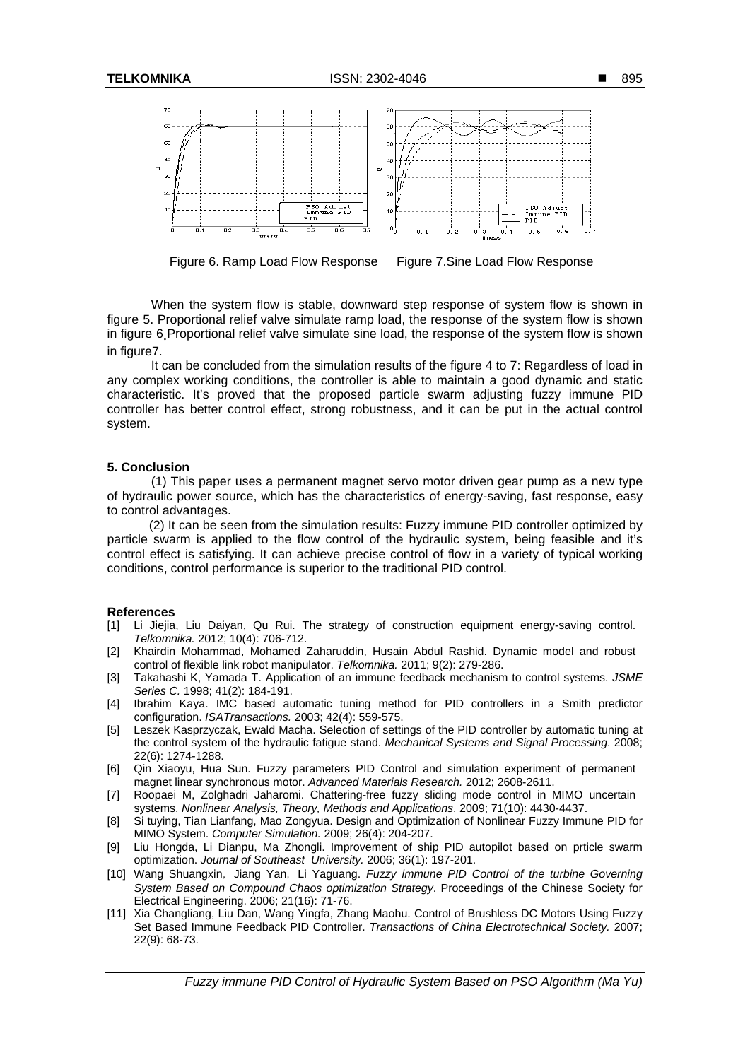Figure 6. Ramp Load Flow Response     Figure 7.Sine Load Flow Response

When the system flow is stable, downward step response of system flow is shown in figure 5. Proportional relief valve simulate ramp load, the response of the system flow is shown in figure 6.Proportional relief valve simulate sine load, the response of the system flow is shown in figure7.

It can be concluded from the simulation results of the figure 4 to 7: Regardless of load in any complex working conditions, the controller is able to maintain a good dynamic and static characteristic. It's proved that the proposed particle swarm adjusting fuzzy immune PID controller has better control effect, strong robustness, and it can be put in the actual control system.

## 5. Conclusion

(1) This paper uses a permanent magnet servo motor driven gear pump as a new type of hydraulic power source, which has the characteristics of energy-saving, fast response, easy to control advantages.

(2) It can be seen from the simulation results: Fuzzy immune PID controller optimized by particle swarm is applied to the flow control of the hydraulic system, being feasible and it's control effect is satisfying. It can achieve precise control of flow in a variety of typical working conditions, control performance is superior to the traditional PID control.

## References

[1] Li Jiejia, Liu Daiyan, Qu Rui. The strategy of construction equipment energy-saving control. *Telkomnika.* 2012; 10(4): 706-712.

[2] Khairdin Mohammad, Mohamed Zaharuddin, Husain Abdul Rashid. Dynamic model and robust control of flexible link robot manipulator. *Telkomnika.* 2011; 9(2): 279-286.

[3] Takahashi K, Yamada T. Application of an immune feedback mechanism to control systems. *JSME Series C.* 1998; 41(2): 184-191.

[4] Ibrahim Kaya. IMC based automatic tuning method for PID controllers in a Smith predictor configuration. *ISATransactions.* 2003; 42(4): 559-575.

[5] Leszek Kasprzyczak, Ewald Macha. Selection of settings of the PID controller by automatic tuning at the control system of the hydraulic fatigue stand. *Mechanical Systems and Signal Processing*. 2008; 22(6): 1274-1288.

[6] Qin Xiaoyu, Hua Sun. Fuzzy parameters PID Control and simulation experiment of permanent magnet linear synchronous motor. *Advanced Materials Research.* 2012; 2608-2611.

[7] Roopaei M, Zolghadri Jaharomi. Chattering-free fuzzy sliding mode control in MIMO uncertain systems. *Nonlinear Analysis, Theory, Methods and Applications*. 2009; 71(10): 4430-4437.

[8] Si tuying, Tian Lianfang, Mao Zongyua. Design and Optimization of Nonlinear Fuzzy Immune PID for MIMO System. *Computer Simulation.* 2009; 26(4): 204-207.

[9] Liu Hongda, Li Dianpu, Ma Zhongli. Improvement of ship PID autopilot based on prticle swarm optimization. *Journal of Southeast University.* 2006; 36(1): 197-201.

[10] Wang Shuangxin, Jiang Yan, Li Yaguang. *Fuzzy immune PID Control of the turbine Governing System Based on Compound Chaos optimization Strategy*. Proceedings of the Chinese Society for Electrical Engineering. 2006; 21(16): 71-76.

[11] Xia Changliang, Liu Dan, Wang Yingfa, Zhang Maohu. Control of Brushless DC Motors Using Fuzzy Set Based Immune Feedback PID Controller. *Transactions of China Electrotechnical Society.* 2007; 22(9): 68-73.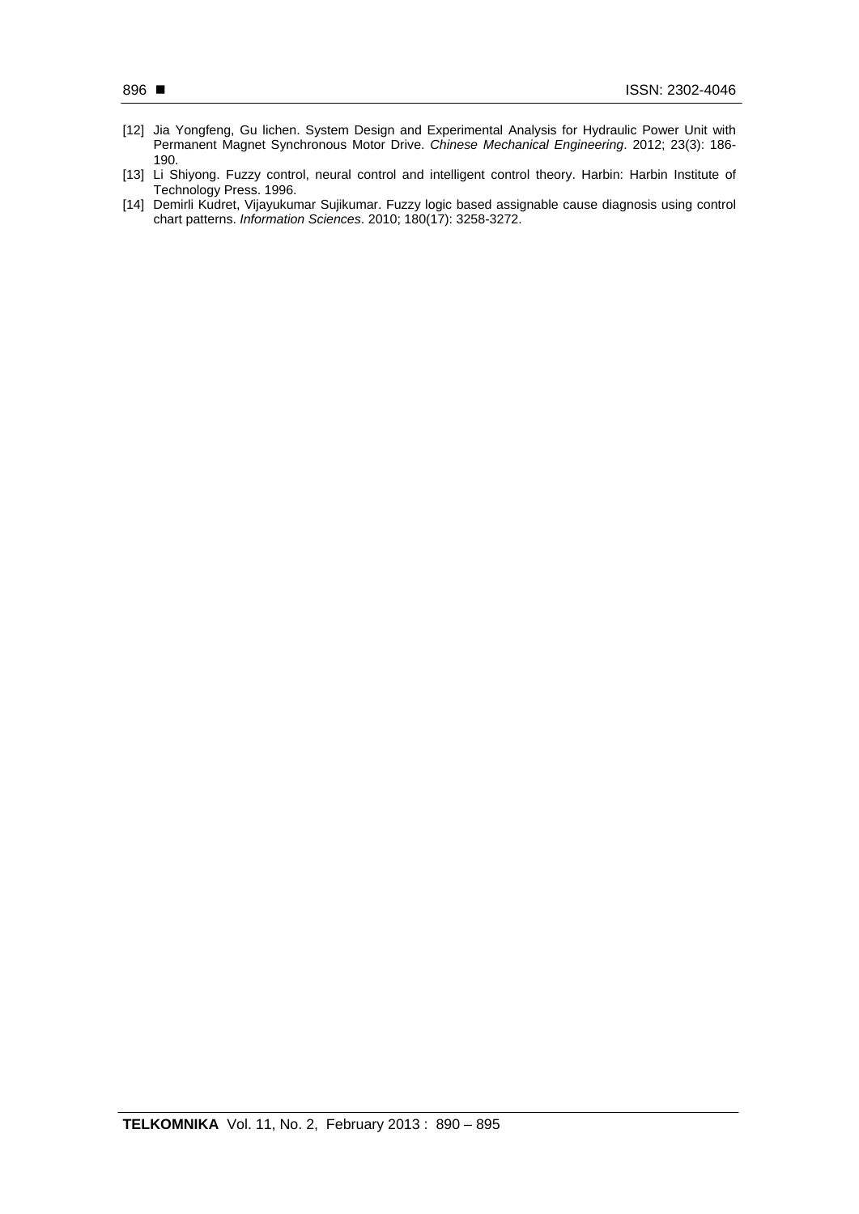[12] Jia Yongfeng, Gu lichen. System Design and Experimental Analysis for Hydraulic Power Unit with Permanent Magnet Synchronous Motor Drive. *Chinese Mechanical Engineering*. 2012; 23(3): 186-190.

[13] Li Shiyong. Fuzzy control, neural control and intelligent control theory. Harbin: Harbin Institute of Technology Press. 1996.

[14] Demirli Kudret, Vijayukumar Sujikumar. Fuzzy logic based assignable cause diagnosis using control chart patterns. *Information Sciences*. 2010; 180(17): 3258-3272.